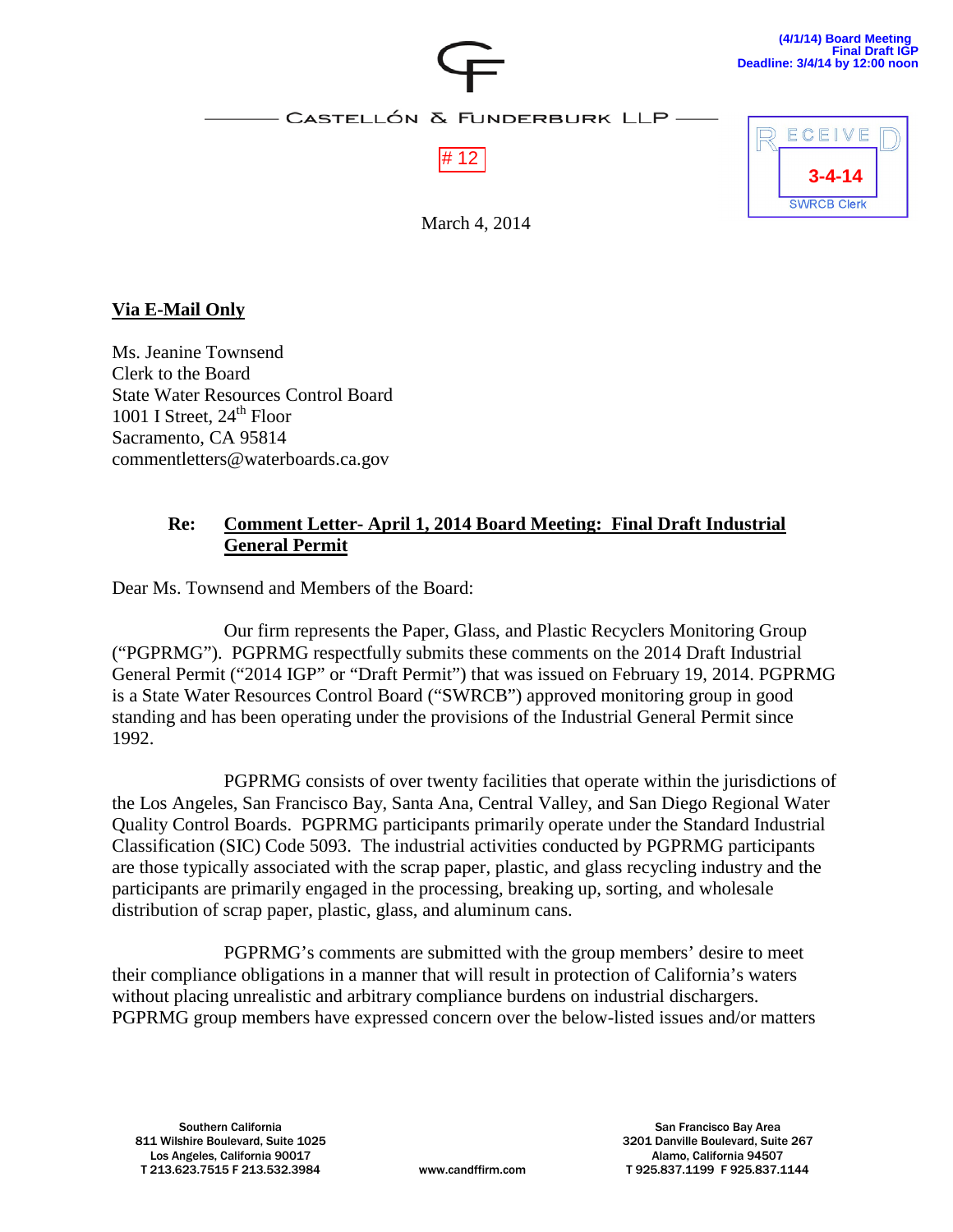(4/1/14) Board Meeting
Final Draft IGP
Deadline: 3/4/14 by 12:00 noon

CASTELLÓN & FUNDERBURK LLP

# 12

RECEIVED
3-4-14
SWRCB Clerk

March 4, 2014

**Via E-Mail Only**

Ms. Jeanine Townsend
Clerk to the Board
State Water Resources Control Board
1001 I Street, 24th Floor
Sacramento, CA 95814
commentletters@waterboards.ca.gov

**Re: Comment Letter- April 1, 2014 Board Meeting: Final Draft Industrial General Permit**

Dear Ms. Townsend and Members of the Board:

Our firm represents the Paper, Glass, and Plastic Recyclers Monitoring Group ("PGPRMG"). PGPRMG respectfully submits these comments on the 2014 Draft Industrial General Permit ("2014 IGP" or "Draft Permit") that was issued on February 19, 2014. PGPRMG is a State Water Resources Control Board ("SWRCB") approved monitoring group in good standing and has been operating under the provisions of the Industrial General Permit since 1992.

PGPRMG consists of over twenty facilities that operate within the jurisdictions of the Los Angeles, San Francisco Bay, Santa Ana, Central Valley, and San Diego Regional Water Quality Control Boards. PGPRMG participants primarily operate under the Standard Industrial Classification (SIC) Code 5093. The industrial activities conducted by PGPRMG participants are those typically associated with the scrap paper, plastic, and glass recycling industry and the participants are primarily engaged in the processing, breaking up, sorting, and wholesale distribution of scrap paper, plastic, glass, and aluminum cans.

PGPRMG's comments are submitted with the group members' desire to meet their compliance obligations in a manner that will result in protection of California's waters without placing unrealistic and arbitrary compliance burdens on industrial dischargers. PGPRMG group members have expressed concern over the below-listed issues and/or matters

Southern California
811 Wilshire Boulevard, Suite 1025
Los Angeles, California 90017
T 213.623.7515 F 213.532.3984

www.candffirm.com

San Francisco Bay Area
3201 Danville Boulevard, Suite 267
Alamo, California 94507
T 925.837.1199 F 925.837.1144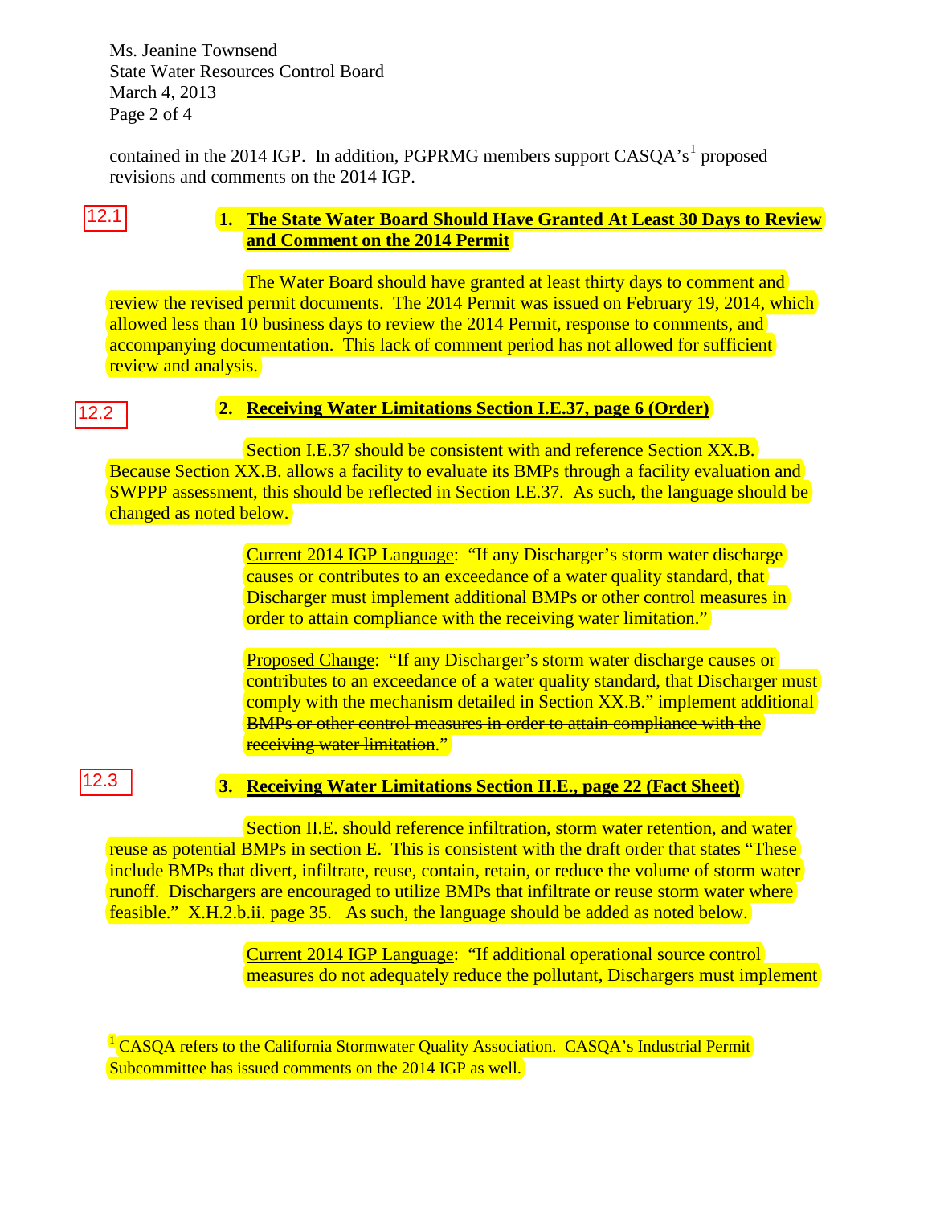Ms. Jeanine Townsend
State Water Resources Control Board
March 4, 2013

contained in the 2014 IGP. In addition, PGPRMG members support CASQA's[1] proposed revisions and comments on the 2014 IGP.

12.1

**1. The State Water Board Should Have Granted At Least 30 Days to Review and Comment on the 2014 Permit**

The Water Board should have granted at least thirty days to comment and review the revised permit documents. The 2014 Permit was issued on February 19, 2014, which allowed less than 10 business days to review the 2014 Permit, response to comments, and accompanying documentation. This lack of comment period has not allowed for sufficient review and analysis.

12.2

**2. Receiving Water Limitations Section I.E.37, page 6 (Order)**

Section I.E.37 should be consistent with and reference Section XX.B. Because Section XX.B. allows a facility to evaluate its BMPs through a facility evaluation and SWPPP assessment, this should be reflected in Section I.E.37. As such, the language should be changed as noted below.

Current 2014 IGP Language: "If any Discharger's storm water discharge causes or contributes to an exceedance of a water quality standard, that Discharger must implement additional BMPs or other control measures in order to attain compliance with the receiving water limitation."

Proposed Change: "If any Discharger's storm water discharge causes or contributes to an exceedance of a water quality standard, that Discharger must comply with the mechanism detailed in Section XX.B." ~~implement additional BMPs or other control measures in order to attain compliance with the receiving water limitation.~~"

12.3

**3. Receiving Water Limitations Section II.E., page 22 (Fact Sheet)**

Section II.E. should reference infiltration, storm water retention, and water reuse as potential BMPs in section E. This is consistent with the draft order that states "These include BMPs that divert, infiltrate, reuse, contain, retain, or reduce the volume of storm water runoff. Dischargers are encouraged to utilize BMPs that infiltrate or reuse storm water where feasible." X.H.2.b.ii. page 35. As such, the language should be added as noted below.

Current 2014 IGP Language: "If additional operational source control measures do not adequately reduce the pollutant, Dischargers must implement

---

[1] CASQA refers to the California Stormwater Quality Association. CASQA's Industrial Permit Subcommittee has issued comments on the 2014 IGP as well.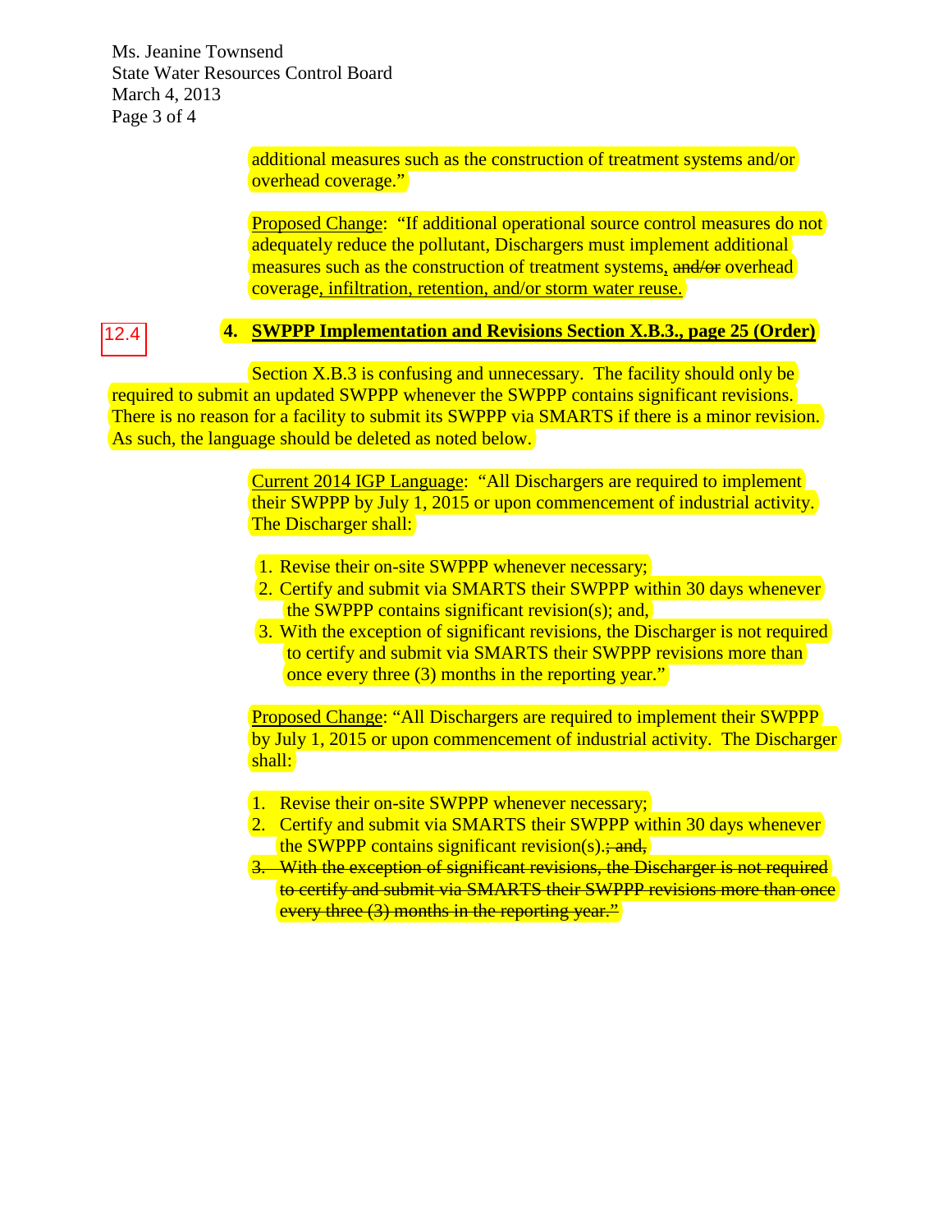additional measures such as the construction of treatment systems and/or overhead coverage."

Proposed Change: "If additional operational source control measures do not adequately reduce the pollutant, Dischargers must implement additional measures such as the construction of treatment systems, ~~and/or~~ overhead coverage, infiltration, retention, and/or storm water reuse.

12.4

**4. SWPPP Implementation and Revisions Section X.B.3., page 25 (Order)**

Section X.B.3 is confusing and unnecessary. The facility should only be required to submit an updated SWPPP whenever the SWPPP contains significant revisions. There is no reason for a facility to submit its SWPPP via SMARTS if there is a minor revision. As such, the language should be deleted as noted below.

Current 2014 IGP Language: "All Dischargers are required to implement their SWPPP by July 1, 2015 or upon commencement of industrial activity. The Discharger shall:

1. Revise their on-site SWPPP whenever necessary;
2. Certify and submit via SMARTS their SWPPP within 30 days whenever the SWPPP contains significant revision(s); and,
3. With the exception of significant revisions, the Discharger is not required to certify and submit via SMARTS their SWPPP revisions more than once every three (3) months in the reporting year."

Proposed Change: "All Dischargers are required to implement their SWPPP by July 1, 2015 or upon commencement of industrial activity. The Discharger shall:

1. Revise their on-site SWPPP whenever necessary;
2. Certify and submit via SMARTS their SWPPP within 30 days whenever the SWPPP contains significant revision(s).~~; and,~~
3. ~~With the exception of significant revisions, the Discharger is not required to certify and submit via SMARTS their SWPPP revisions more than once every three (3) months in the reporting year."~~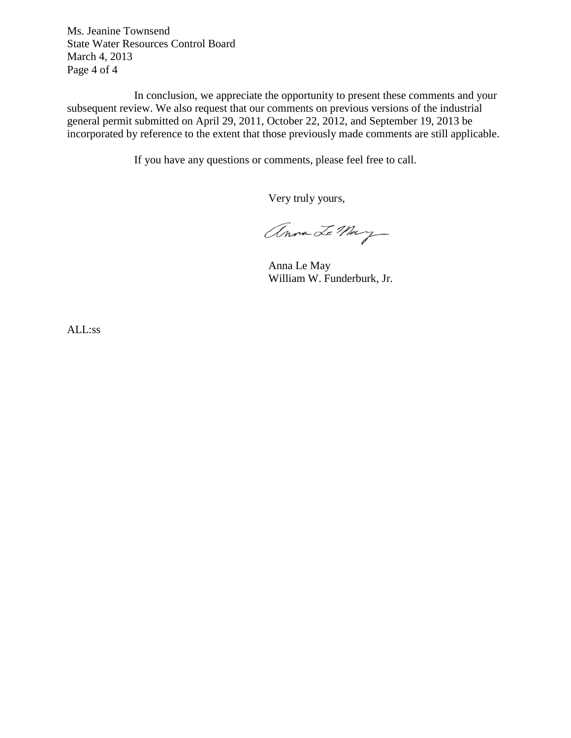In conclusion, we appreciate the opportunity to present these comments and your subsequent review. We also request that our comments on previous versions of the industrial general permit submitted on April 29, 2011, October 22, 2012, and September 19, 2013 be incorporated by reference to the extent that those previously made comments are still applicable.

If you have any questions or comments, please feel free to call.

Very truly yours,

Anna Le May

Anna Le May
William W. Funderburk, Jr.

ALL:ss